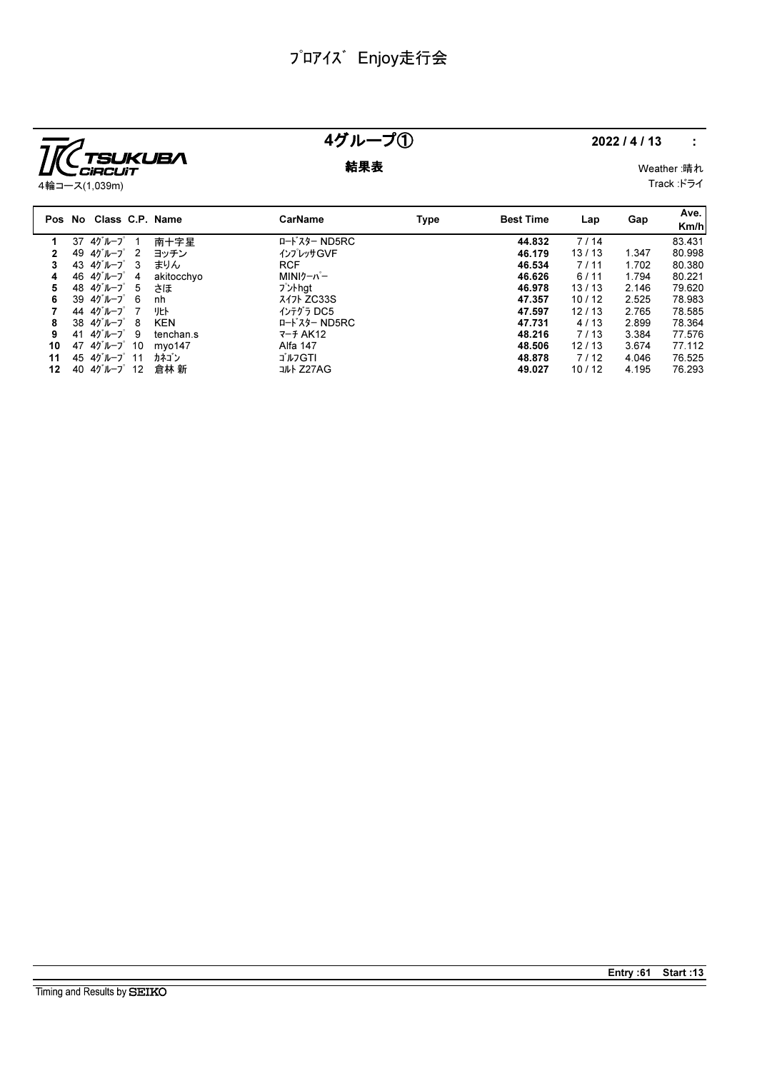# ﾌﾟﾛｱｲｽﾞ Enjoy走行会

TSUKUBA CIRCUIT

4輪コース(1,039m)

## 4グループ①

**結果表**

**2022 / 4 / 13 :**

Weather :晴れ

Track :ドライ

| Pos | No | Class | C.P. | Name | CarName | Type | Best Time | Lap | Gap | Ave. Km/h |
|---|---|---|---|---|---|---|---|---|---|---|
| 1 | 37 | 4ｸﾞﾙｰﾌﾟ | 1 | 南十字星 | ﾛｰﾄﾞｽﾀｰ ND5RC | | 44.832 | 7 / 14 | | 83.431 |
| 2 | 49 | 4ｸﾞﾙｰﾌﾟ | 2 | ヨッチン | ｲﾝﾌﾟﾚｯｻGVF | | 46.179 | 13 / 13 | 1.347 | 80.998 |
| 3 | 43 | 4ｸﾞﾙｰﾌﾟ | 3 | まりん | RCF | | 46.534 | 7 / 11 | 1.702 | 80.380 |
| 4 | 46 | 4ｸﾞﾙｰﾌﾟ | 4 | akitocchyo | MINIｸｰﾊﾟｰ | | 46.626 | 6 / 11 | 1.794 | 80.221 |
| 5 | 48 | 4ｸﾞﾙｰﾌﾟ | 5 | さほ | ﾌﾟﾝﾄhgt | | 46.978 | 13 / 13 | 2.146 | 79.620 |
| 6 | 39 | 4ｸﾞﾙｰﾌﾟ | 6 | nh | ｽｲﾌﾄ ZC33S | | 47.357 | 10 / 12 | 2.525 | 78.983 |
| 7 | 44 | 4ｸﾞﾙｰﾌﾟ | 7 | ﾘﾋﾄ | ｲﾝﾃｸﾞﾗ DC5 | | 47.597 | 12 / 13 | 2.765 | 78.585 |
| 8 | 38 | 4ｸﾞﾙｰﾌﾟ | 8 | KEN | ﾛｰﾄﾞｽﾀｰ ND5RC | | 47.731 | 4 / 13 | 2.899 | 78.364 |
| 9 | 41 | 4ｸﾞﾙｰﾌﾟ | 9 | tenchan.s | ﾏｰﾁ AK12 | | 48.216 | 7 / 13 | 3.384 | 77.576 |
| 10 | 47 | 4ｸﾞﾙｰﾌﾟ | 10 | myo147 | Alfa 147 | | 48.506 | 12 / 13 | 3.674 | 77.112 |
| 11 | 45 | 4ｸﾞﾙｰﾌﾟ | 11 | ｶﾈｺﾞﾝ | ｺﾞﾙﾌGTI | | 48.878 | 7 / 12 | 4.046 | 76.525 |
| 12 | 40 | 4ｸﾞﾙｰﾌﾟ | 12 | 倉林 新 | ｺﾙﾄ Z27AG | | 49.027 | 10 / 12 | 4.195 | 76.293 |

**Entry :61 Start :13**

Timing and Results by SEIKO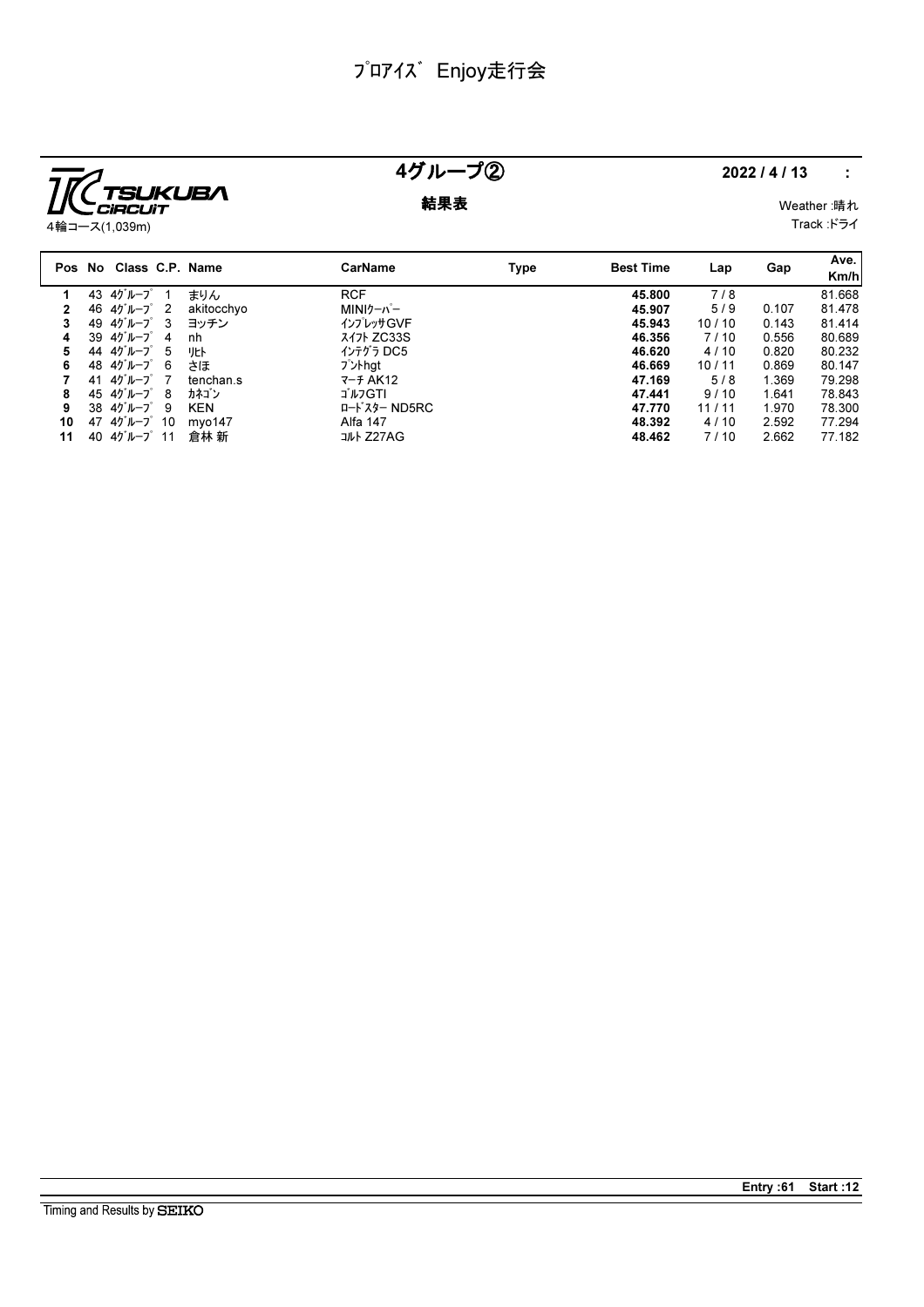# ﾌﾟﾛｱｲｽﾞ Enjoy走行会

TSUKUBA CIRCUIT
4輪コース(1,039m)

## 4グループ②

**結果表**

**2022 / 4 / 13　　:**

Weather :晴れ
Track :ドライ

| Pos | No | Class | C.P. | Name | CarName | Type | Best Time | Lap | Gap | Ave. Km/h |
|---|---|---|---|---|---|---|---|---|---|---|
| **1** | 43 | 4ｸﾞﾙｰﾌﾟ | 1 | まりん | RCF | | **45.800** | 7 / 8 | | 81.668 |
| **2** | 46 | 4ｸﾞﾙｰﾌﾟ | 2 | akitocchyo | MINIｸｰﾊﾟｰ | | **45.907** | 5 / 9 | 0.107 | 81.478 |
| **3** | 49 | 4ｸﾞﾙｰﾌﾟ | 3 | ヨッチン | ｲﾝﾌﾟﾚｯｻGVF | | **45.943** | 10 / 10 | 0.143 | 81.414 |
| **4** | 39 | 4ｸﾞﾙｰﾌﾟ | 4 | nh | ｽｲﾌﾄ ZC33S | | **46.356** | 7 / 10 | 0.556 | 80.689 |
| **5** | 44 | 4ｸﾞﾙｰﾌﾟ | 5 | ﾘﾋﾄ | ｲﾝﾃｸﾞﾗ DC5 | | **46.620** | 4 / 10 | 0.820 | 80.232 |
| **6** | 48 | 4ｸﾞﾙｰﾌﾟ | 6 | さほ | ﾌﾟﾝﾄhgt | | **46.669** | 10 / 11 | 0.869 | 80.147 |
| **7** | 41 | 4ｸﾞﾙｰﾌﾟ | 7 | tenchan.s | ﾏｰﾁ AK12 | | **47.169** | 5 / 8 | 1.369 | 79.298 |
| **8** | 45 | 4ｸﾞﾙｰﾌﾟ | 8 | ｶﾈｺﾞﾝ | ｺﾞﾙﾌGTI | | **47.441** | 9 / 10 | 1.641 | 78.843 |
| **9** | 38 | 4ｸﾞﾙｰﾌﾟ | 9 | KEN | ﾛｰﾄﾞｽﾀｰ ND5RC | | **47.770** | 11 / 11 | 1.970 | 78.300 |
| **10** | 47 | 4ｸﾞﾙｰﾌﾟ | 10 | myo147 | Alfa 147 | | **48.392** | 4 / 10 | 2.592 | 77.294 |
| **11** | 40 | 4ｸﾞﾙｰﾌﾟ | 11 | 倉林 新 | ｺﾙﾄ Z27AG | | **48.462** | 7 / 10 | 2.662 | 77.182 |

**Entry :61　Start :12**

Timing and Results by SEIKO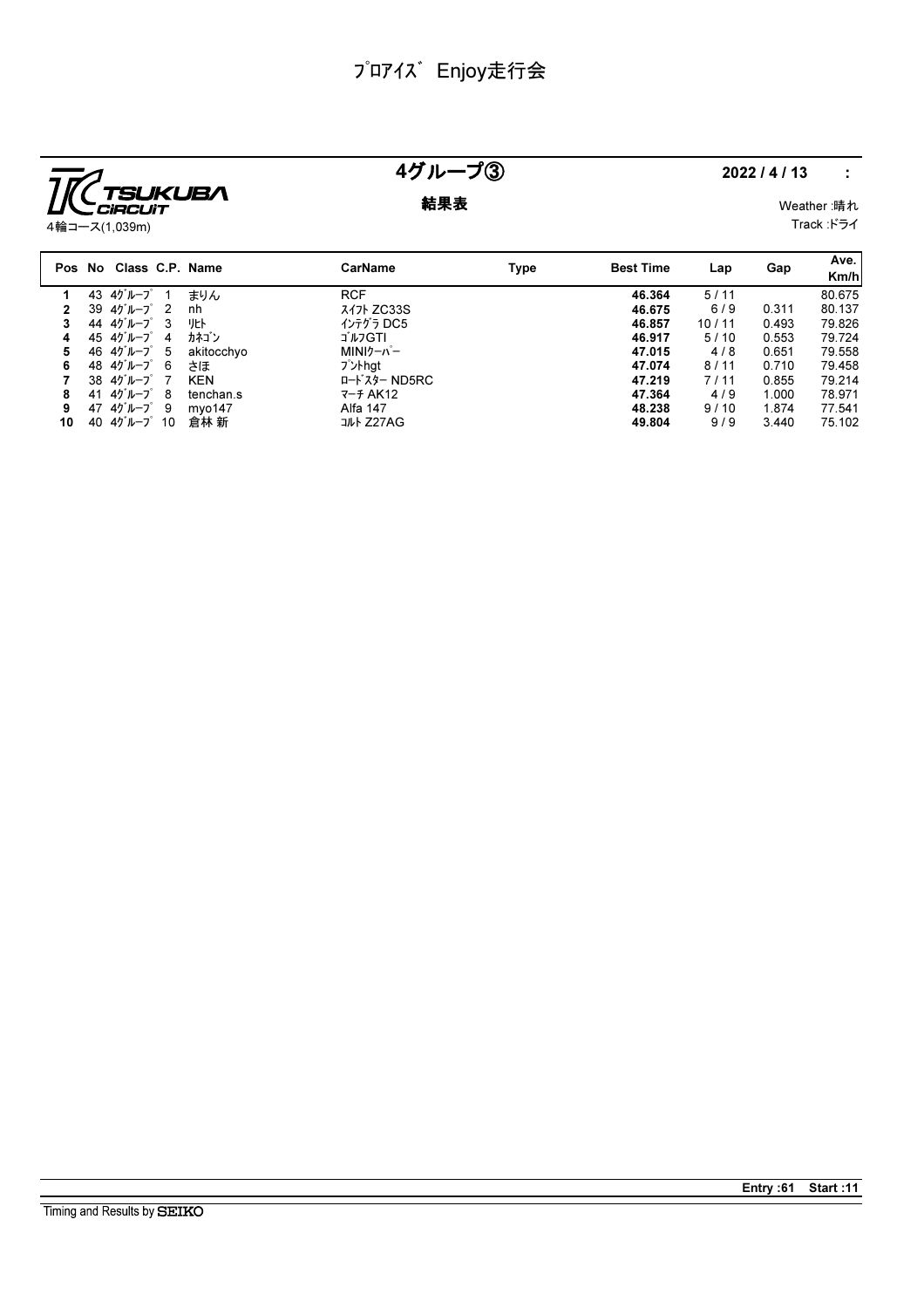# ﾌﾟﾛｱｲｽﾞ Enjoy走行会

TSUKUBA CIRCUIT
4輪コース(1,039m)

## 4グループ③

**結果表**

2022 / 4 / 13 :

Weather :晴れ
Track :ドライ

| Pos | No | Class | C.P. | Name | CarName | Type | Best Time | Lap | Gap | Ave. Km/h |
|---|---|---|---|---|---|---|---|---|---|---|
| **1** | 43 | 4ｸﾞﾙｰﾌﾟ | 1 | まりん | RCF | | **46.364** | 5 / 11 | | 80.675 |
| **2** | 39 | 4ｸﾞﾙｰﾌﾟ | 2 | nh | ｽｲﾌﾄ ZC33S | | **46.675** | 6 / 9 | 0.311 | 80.137 |
| **3** | 44 | 4ｸﾞﾙｰﾌﾟ | 3 | ﾘﾋﾄ | ｲﾝﾃｸﾞﾗ DC5 | | **46.857** | 10 / 11 | 0.493 | 79.826 |
| **4** | 45 | 4ｸﾞﾙｰﾌﾟ | 4 | ｶﾈｺﾞﾝ | ｺﾞﾙﾌGTI | | **46.917** | 5 / 10 | 0.553 | 79.724 |
| **5** | 46 | 4ｸﾞﾙｰﾌﾟ | 5 | akitocchyo | MINIｸｰﾊﾟｰ | | **47.015** | 4 / 8 | 0.651 | 79.558 |
| **6** | 48 | 4ｸﾞﾙｰﾌﾟ | 6 | さほ | ﾌﾟﾝﾄhgt | | **47.074** | 8 / 11 | 0.710 | 79.458 |
| **7** | 38 | 4ｸﾞﾙｰﾌﾟ | 7 | KEN | ﾛｰﾄﾞｽﾀｰ ND5RC | | **47.219** | 7 / 11 | 0.855 | 79.214 |
| **8** | 41 | 4ｸﾞﾙｰﾌﾟ | 8 | tenchan.s | ﾏｰﾁ AK12 | | **47.364** | 4 / 9 | 1.000 | 78.971 |
| **9** | 47 | 4ｸﾞﾙｰﾌﾟ | 9 | myo147 | Alfa 147 | | **48.238** | 9 / 10 | 1.874 | 77.541 |
| **10** | 40 | 4ｸﾞﾙｰﾌﾟ | 10 | 倉林 新 | ｺﾙﾄ Z27AG | | **49.804** | 9 / 9 | 3.440 | 75.102 |

**Entry :61 Start :11**

Timing and Results by SEIKO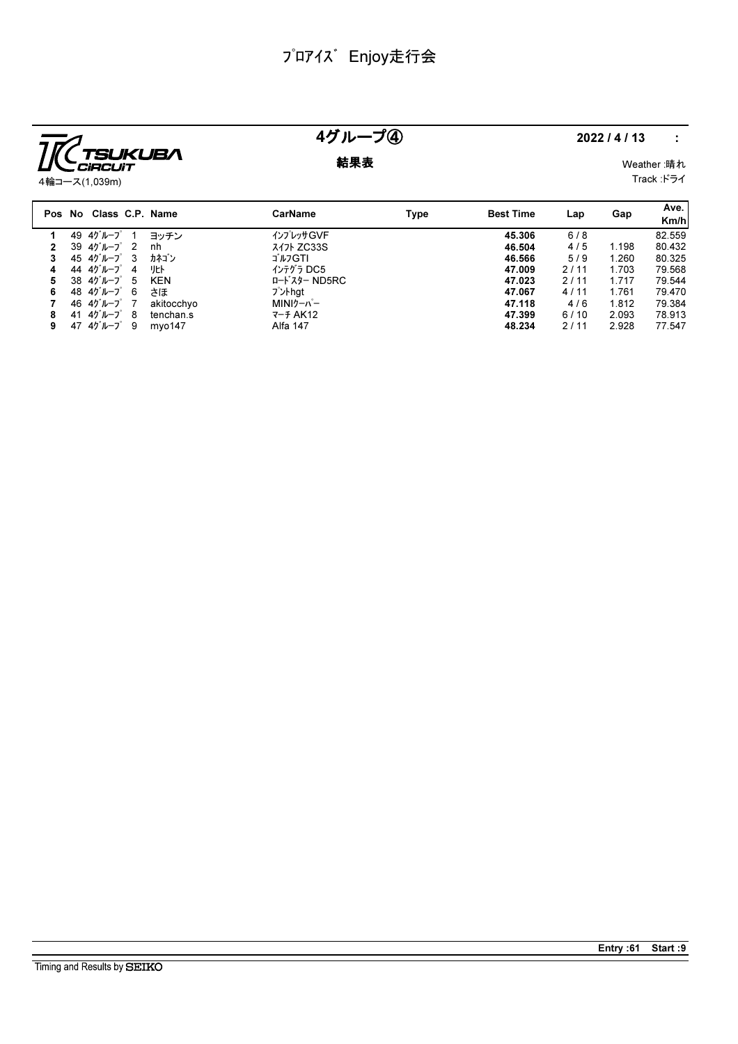# ﾌﾟﾛｱｲｽﾞ Enjoy走行会

TSUKUBA CIRCUIT
4輪コース(1,039m)

## 4グループ④

**結果表**

**2022 / 4 / 13 :**

Weather :晴れ
Track :ドライ

| Pos | No | Class | C.P. | Name | CarName | Type | Best Time | Lap | Gap | Ave. Km/h |
|---|---|---|---|---|---|---|---|---|---|---|
| 1 | 49 | 4ｸﾞﾙｰﾌﾟ | 1 | ヨッチン | ｲﾝﾌﾟﾚｯｻGVF | | 45.306 | 6 / 8 | | 82.559 |
| 2 | 39 | 4ｸﾞﾙｰﾌﾟ | 2 | nh | ｽｲﾌﾄ ZC33S | | 46.504 | 4 / 5 | 1.198 | 80.432 |
| 3 | 45 | 4ｸﾞﾙｰﾌﾟ | 3 | ｶﾈｺﾞﾝ | ｺﾞﾙﾌGTI | | 46.566 | 5 / 9 | 1.260 | 80.325 |
| 4 | 44 | 4ｸﾞﾙｰﾌﾟ | 4 | ﾘﾋﾄ | ｲﾝﾃｸﾞﾗ DC5 | | 47.009 | 2 / 11 | 1.703 | 79.568 |
| 5 | 38 | 4ｸﾞﾙｰﾌﾟ | 5 | KEN | ﾛｰﾄﾞｽﾀｰ ND5RC | | 47.023 | 2 / 11 | 1.717 | 79.544 |
| 6 | 48 | 4ｸﾞﾙｰﾌﾟ | 6 | さほ | ﾌﾟﾝﾄhgt | | 47.067 | 4 / 11 | 1.761 | 79.470 |
| 7 | 46 | 4ｸﾞﾙｰﾌﾟ | 7 | akitocchyo | MINIｸｰﾊﾟｰ | | 47.118 | 4 / 6 | 1.812 | 79.384 |
| 8 | 41 | 4ｸﾞﾙｰﾌﾟ | 8 | tenchan.s | ﾏｰﾁ AK12 | | 47.399 | 6 / 10 | 2.093 | 78.913 |
| 9 | 47 | 4ｸﾞﾙｰﾌﾟ | 9 | myo147 | Alfa 147 | | 48.234 | 2 / 11 | 2.928 | 77.547 |

**Entry :61 Start :9**

Timing and Results by SEIKO